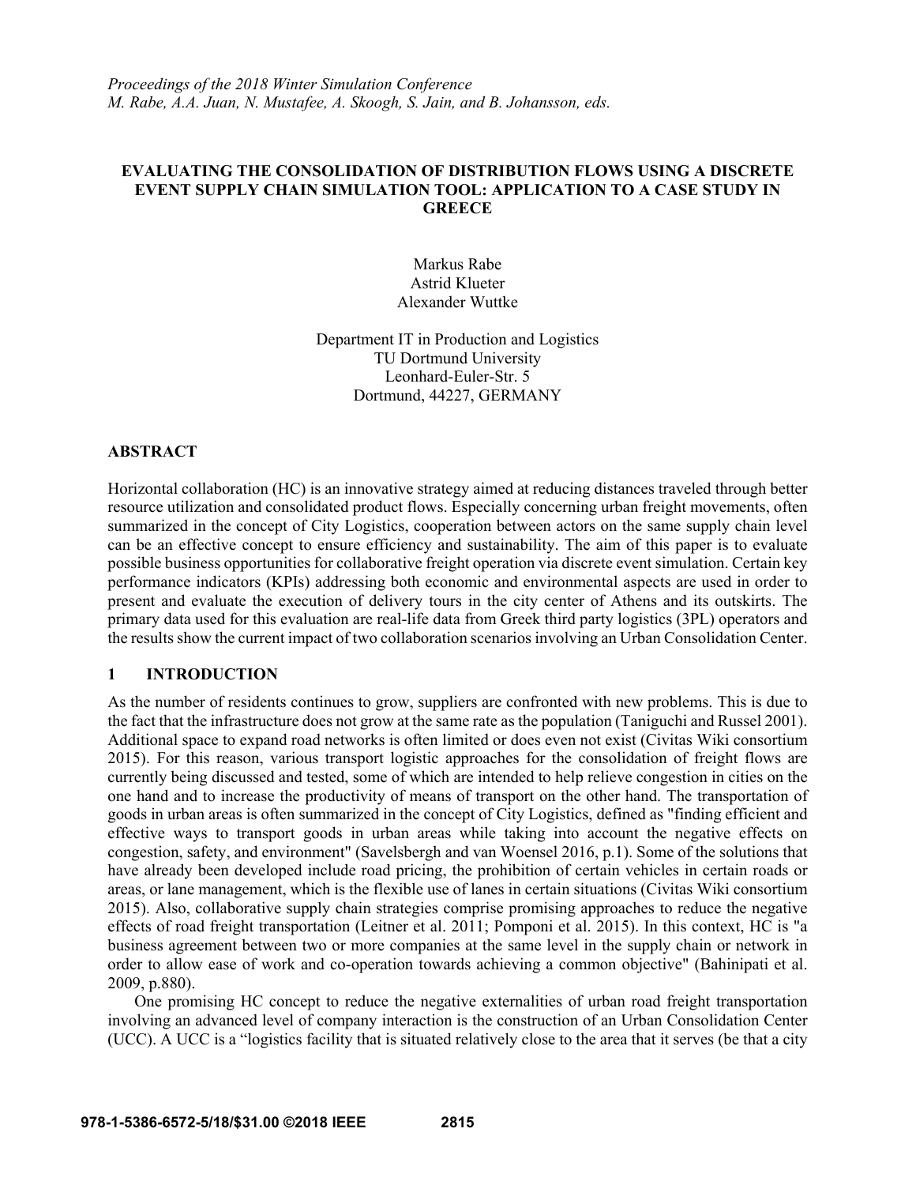*Proceedings of the 2018 Winter Simulation Conference*
*M. Rabe, A.A. Juan, N. Mustafee, A. Skoogh, S. Jain, and B. Johansson, eds.*

# EVALUATING THE CONSOLIDATION OF DISTRIBUTION FLOWS USING A DISCRETE EVENT SUPPLY CHAIN SIMULATION TOOL: APPLICATION TO A CASE STUDY IN GREECE

Markus Rabe
Astrid Klueter
Alexander Wuttke

Department IT in Production and Logistics
TU Dortmund University
Leonhard-Euler-Str. 5
Dortmund, 44227, GERMANY

## ABSTRACT

Horizontal collaboration (HC) is an innovative strategy aimed at reducing distances traveled through better resource utilization and consolidated product flows. Especially concerning urban freight movements, often summarized in the concept of City Logistics, cooperation between actors on the same supply chain level can be an effective concept to ensure efficiency and sustainability. The aim of this paper is to evaluate possible business opportunities for collaborative freight operation via discrete event simulation. Certain key performance indicators (KPIs) addressing both economic and environmental aspects are used in order to present and evaluate the execution of delivery tours in the city center of Athens and its outskirts. The primary data used for this evaluation are real-life data from Greek third party logistics (3PL) operators and the results show the current impact of two collaboration scenarios involving an Urban Consolidation Center.

## 1 INTRODUCTION

As the number of residents continues to grow, suppliers are confronted with new problems. This is due to the fact that the infrastructure does not grow at the same rate as the population (Taniguchi and Russel 2001). Additional space to expand road networks is often limited or does even not exist (Civitas Wiki consortium 2015). For this reason, various transport logistic approaches for the consolidation of freight flows are currently being discussed and tested, some of which are intended to help relieve congestion in cities on the one hand and to increase the productivity of means of transport on the other hand. The transportation of goods in urban areas is often summarized in the concept of City Logistics, defined as "finding efficient and effective ways to transport goods in urban areas while taking into account the negative effects on congestion, safety, and environment" (Savelsbergh and van Woensel 2016, p.1). Some of the solutions that have already been developed include road pricing, the prohibition of certain vehicles in certain roads or areas, or lane management, which is the flexible use of lanes in certain situations (Civitas Wiki consortium 2015). Also, collaborative supply chain strategies comprise promising approaches to reduce the negative effects of road freight transportation (Leitner et al. 2011; Pomponi et al. 2015). In this context, HC is "a business agreement between two or more companies at the same level in the supply chain or network in order to allow ease of work and co-operation towards achieving a common objective" (Bahinipati et al. 2009, p.880).

One promising HC concept to reduce the negative externalities of urban road freight transportation involving an advanced level of company interaction is the construction of an Urban Consolidation Center (UCC). A UCC is a "logistics facility that is situated relatively close to the area that it serves (be that a city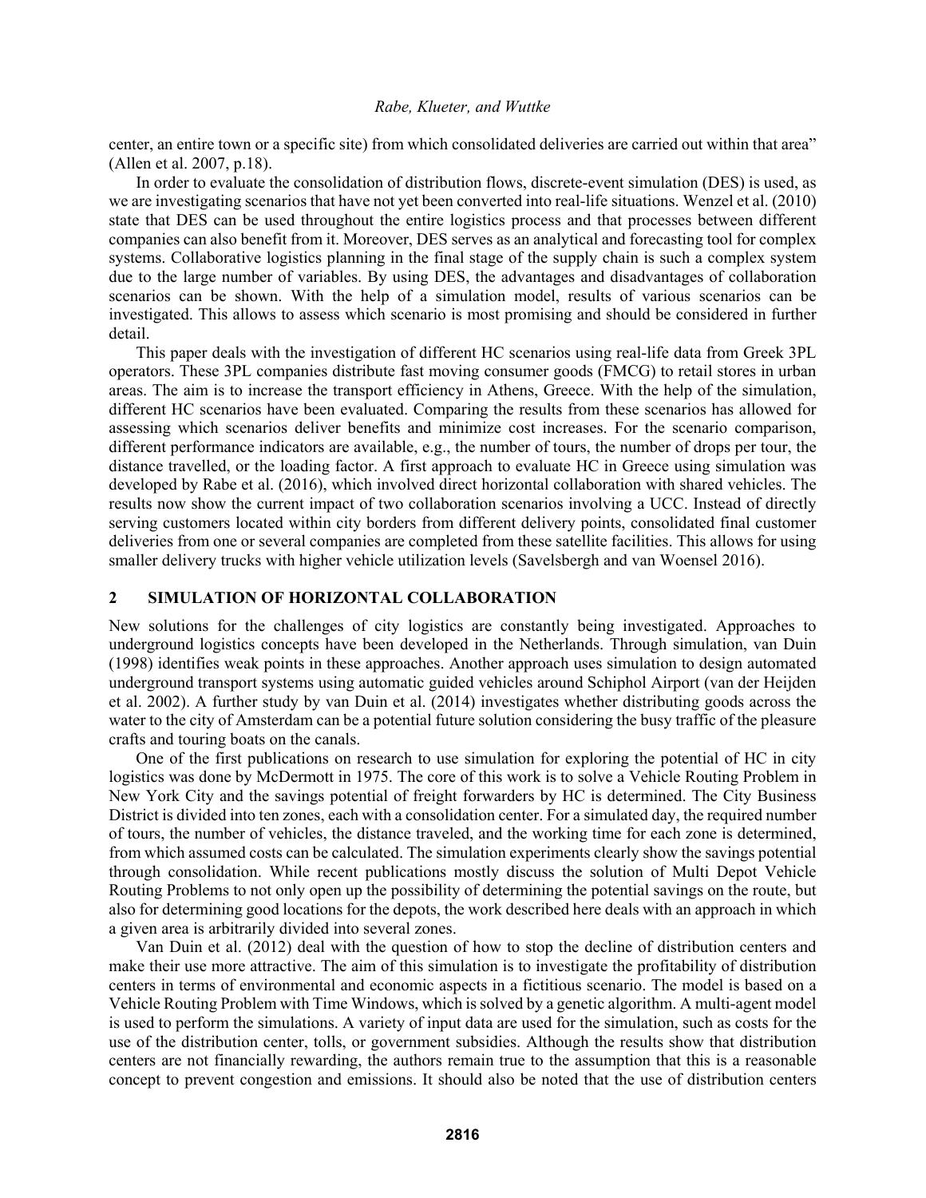center, an entire town or a specific site) from which consolidated deliveries are carried out within that area" (Allen et al. 2007, p.18).

In order to evaluate the consolidation of distribution flows, discrete-event simulation (DES) is used, as we are investigating scenarios that have not yet been converted into real-life situations. Wenzel et al. (2010) state that DES can be used throughout the entire logistics process and that processes between different companies can also benefit from it. Moreover, DES serves as an analytical and forecasting tool for complex systems. Collaborative logistics planning in the final stage of the supply chain is such a complex system due to the large number of variables. By using DES, the advantages and disadvantages of collaboration scenarios can be shown. With the help of a simulation model, results of various scenarios can be investigated. This allows to assess which scenario is most promising and should be considered in further detail.

This paper deals with the investigation of different HC scenarios using real-life data from Greek 3PL operators. These 3PL companies distribute fast moving consumer goods (FMCG) to retail stores in urban areas. The aim is to increase the transport efficiency in Athens, Greece. With the help of the simulation, different HC scenarios have been evaluated. Comparing the results from these scenarios has allowed for assessing which scenarios deliver benefits and minimize cost increases. For the scenario comparison, different performance indicators are available, e.g., the number of tours, the number of drops per tour, the distance travelled, or the loading factor. A first approach to evaluate HC in Greece using simulation was developed by Rabe et al. (2016), which involved direct horizontal collaboration with shared vehicles. The results now show the current impact of two collaboration scenarios involving a UCC. Instead of directly serving customers located within city borders from different delivery points, consolidated final customer deliveries from one or several companies are completed from these satellite facilities. This allows for using smaller delivery trucks with higher vehicle utilization levels (Savelsbergh and van Woensel 2016).

## 2 SIMULATION OF HORIZONTAL COLLABORATION

New solutions for the challenges of city logistics are constantly being investigated. Approaches to underground logistics concepts have been developed in the Netherlands. Through simulation, van Duin (1998) identifies weak points in these approaches. Another approach uses simulation to design automated underground transport systems using automatic guided vehicles around Schiphol Airport (van der Heijden et al. 2002). A further study by van Duin et al. (2014) investigates whether distributing goods across the water to the city of Amsterdam can be a potential future solution considering the busy traffic of the pleasure crafts and touring boats on the canals.

One of the first publications on research to use simulation for exploring the potential of HC in city logistics was done by McDermott in 1975. The core of this work is to solve a Vehicle Routing Problem in New York City and the savings potential of freight forwarders by HC is determined. The City Business District is divided into ten zones, each with a consolidation center. For a simulated day, the required number of tours, the number of vehicles, the distance traveled, and the working time for each zone is determined, from which assumed costs can be calculated. The simulation experiments clearly show the savings potential through consolidation. While recent publications mostly discuss the solution of Multi Depot Vehicle Routing Problems to not only open up the possibility of determining the potential savings on the route, but also for determining good locations for the depots, the work described here deals with an approach in which a given area is arbitrarily divided into several zones.

Van Duin et al. (2012) deal with the question of how to stop the decline of distribution centers and make their use more attractive. The aim of this simulation is to investigate the profitability of distribution centers in terms of environmental and economic aspects in a fictitious scenario. The model is based on a Vehicle Routing Problem with Time Windows, which is solved by a genetic algorithm. A multi-agent model is used to perform the simulations. A variety of input data are used for the simulation, such as costs for the use of the distribution center, tolls, or government subsidies. Although the results show that distribution centers are not financially rewarding, the authors remain true to the assumption that this is a reasonable concept to prevent congestion and emissions. It should also be noted that the use of distribution centers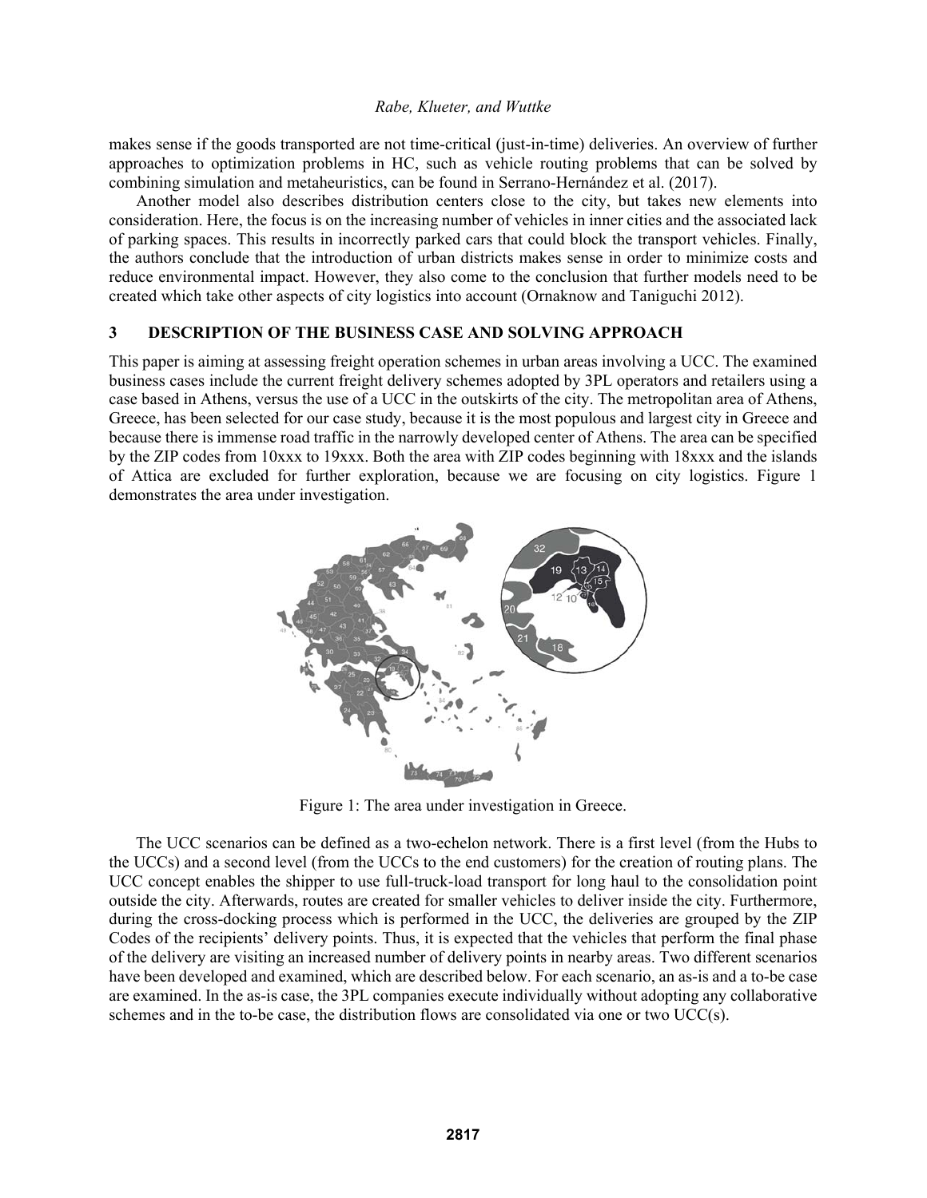makes sense if the goods transported are not time-critical (just-in-time) deliveries. An overview of further approaches to optimization problems in HC, such as vehicle routing problems that can be solved by combining simulation and metaheuristics, can be found in Serrano-Hernández et al. (2017).

Another model also describes distribution centers close to the city, but takes new elements into consideration. Here, the focus is on the increasing number of vehicles in inner cities and the associated lack of parking spaces. This results in incorrectly parked cars that could block the transport vehicles. Finally, the authors conclude that the introduction of urban districts makes sense in order to minimize costs and reduce environmental impact. However, they also come to the conclusion that further models need to be created which take other aspects of city logistics into account (Ornaknow and Taniguchi 2012).

## 3 DESCRIPTION OF THE BUSINESS CASE AND SOLVING APPROACH

This paper is aiming at assessing freight operation schemes in urban areas involving a UCC. The examined business cases include the current freight delivery schemes adopted by 3PL operators and retailers using a case based in Athens, versus the use of a UCC in the outskirts of the city. The metropolitan area of Athens, Greece, has been selected for our case study, because it is the most populous and largest city in Greece and because there is immense road traffic in the narrowly developed center of Athens. The area can be specified by the ZIP codes from 10xxx to 19xxx. Both the area with ZIP codes beginning with 18xxx and the islands of Attica are excluded for further exploration, because we are focusing on city logistics. Figure 1 demonstrates the area under investigation.

Figure 1: The area under investigation in Greece.

The UCC scenarios can be defined as a two-echelon network. There is a first level (from the Hubs to the UCCs) and a second level (from the UCCs to the end customers) for the creation of routing plans. The UCC concept enables the shipper to use full-truck-load transport for long haul to the consolidation point outside the city. Afterwards, routes are created for smaller vehicles to deliver inside the city. Furthermore, during the cross-docking process which is performed in the UCC, the deliveries are grouped by the ZIP Codes of the recipients' delivery points. Thus, it is expected that the vehicles that perform the final phase of the delivery are visiting an increased number of delivery points in nearby areas. Two different scenarios have been developed and examined, which are described below. For each scenario, an as-is and a to-be case are examined. In the as-is case, the 3PL companies execute individually without adopting any collaborative schemes and in the to-be case, the distribution flows are consolidated via one or two UCC(s).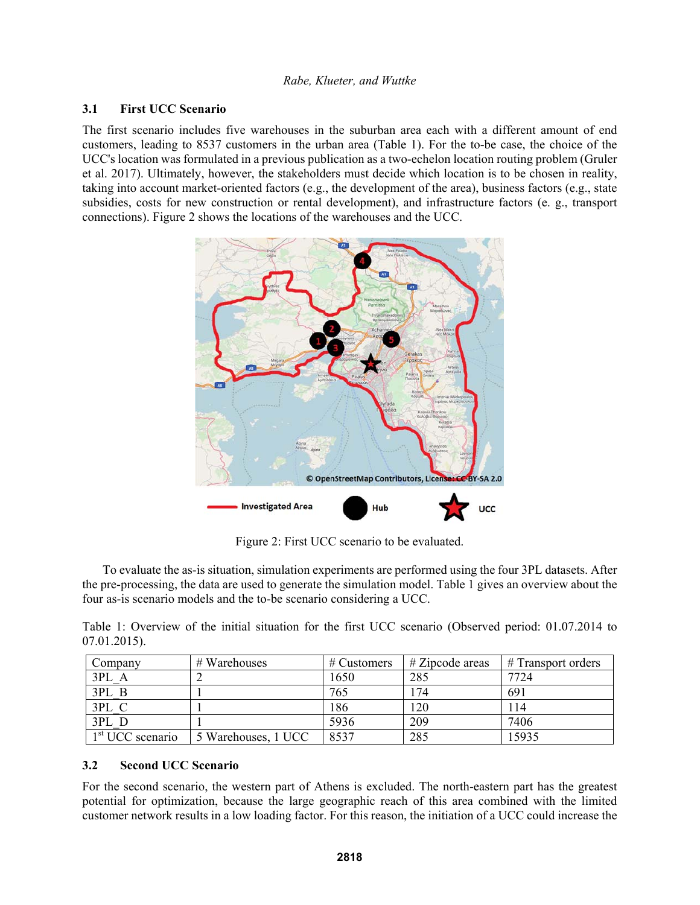### 3.1 First UCC Scenario

The first scenario includes five warehouses in the suburban area each with a different amount of end customers, leading to 8537 customers in the urban area (Table 1). For the to-be case, the choice of the UCC's location was formulated in a previous publication as a two-echelon location routing problem (Gruler et al. 2017). Ultimately, however, the stakeholders must decide which location is to be chosen in reality, taking into account market-oriented factors (e.g., the development of the area), business factors (e.g., state subsidies, costs for new construction or rental development), and infrastructure factors (e. g., transport connections). Figure 2 shows the locations of the warehouses and the UCC.

Figure 2: First UCC scenario to be evaluated.

To evaluate the as-is situation, simulation experiments are performed using the four 3PL datasets. After the pre-processing, the data are used to generate the simulation model. Table 1 gives an overview about the four as-is scenario models and the to-be scenario considering a UCC.

Table 1: Overview of the initial situation for the first UCC scenario (Observed period: 01.07.2014 to 07.01.2015).

| Company | # Warehouses | # Customers | # Zipcode areas | # Transport orders |
|---|---|---|---|---|
| 3PL_A | 2 | 1650 | 285 | 7724 |
| 3PL_B | 1 | 765 | 174 | 691 |
| 3PL_C | 1 | 186 | 120 | 114 |
| 3PL_D | 1 | 5936 | 209 | 7406 |
| 1st UCC scenario | 5 Warehouses, 1 UCC | 8537 | 285 | 15935 |

### 3.2 Second UCC Scenario

For the second scenario, the western part of Athens is excluded. The north-eastern part has the greatest potential for optimization, because the large geographic reach of this area combined with the limited customer network results in a low loading factor. For this reason, the initiation of a UCC could increase the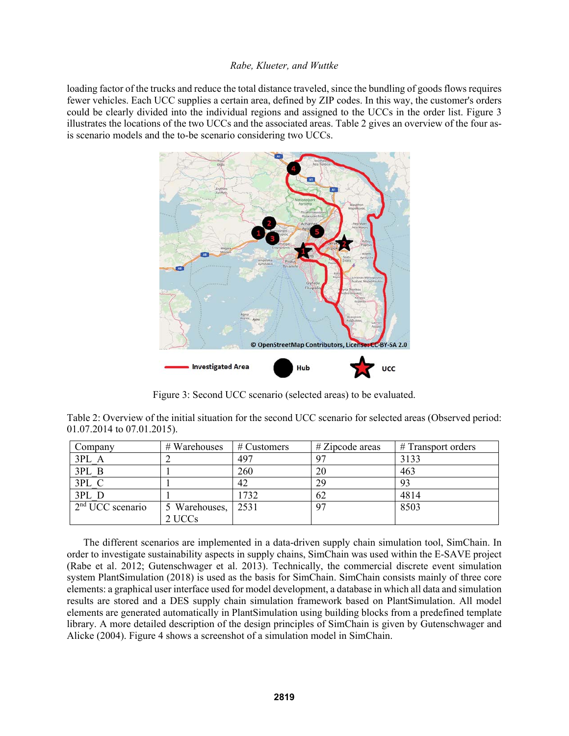loading factor of the trucks and reduce the total distance traveled, since the bundling of goods flows requires fewer vehicles. Each UCC supplies a certain area, defined by ZIP codes. In this way, the customer's orders could be clearly divided into the individual regions and assigned to the UCCs in the order list. Figure 3 illustrates the locations of the two UCCs and the associated areas. Table 2 gives an overview of the four as-is scenario models and the to-be scenario considering two UCCs.

Figure 3: Second UCC scenario (selected areas) to be evaluated.

Table 2: Overview of the initial situation for the second UCC scenario for selected areas (Observed period: 01.07.2014 to 07.01.2015).

| Company | # Warehouses | # Customers | # Zipcode areas | # Transport orders |
|---|---|---|---|---|
| 3PL_A | 2 | 497 | 97 | 3133 |
| 3PL_B | 1 | 260 | 20 | 463 |
| 3PL_C | 1 | 42 | 29 | 93 |
| 3PL_D | 1 | 1732 | 62 | 4814 |
| 2nd UCC scenario | 5 Warehouses, 2 UCCs | 2531 | 97 | 8503 |

The different scenarios are implemented in a data-driven supply chain simulation tool, SimChain. In order to investigate sustainability aspects in supply chains, SimChain was used within the E-SAVE project (Rabe et al. 2012; Gutenschwager et al. 2013). Technically, the commercial discrete event simulation system PlantSimulation (2018) is used as the basis for SimChain. SimChain consists mainly of three core elements: a graphical user interface used for model development, a database in which all data and simulation results are stored and a DES supply chain simulation framework based on PlantSimulation. All model elements are generated automatically in PlantSimulation using building blocks from a predefined template library. A more detailed description of the design principles of SimChain is given by Gutenschwager and Alicke (2004). Figure 4 shows a screenshot of a simulation model in SimChain.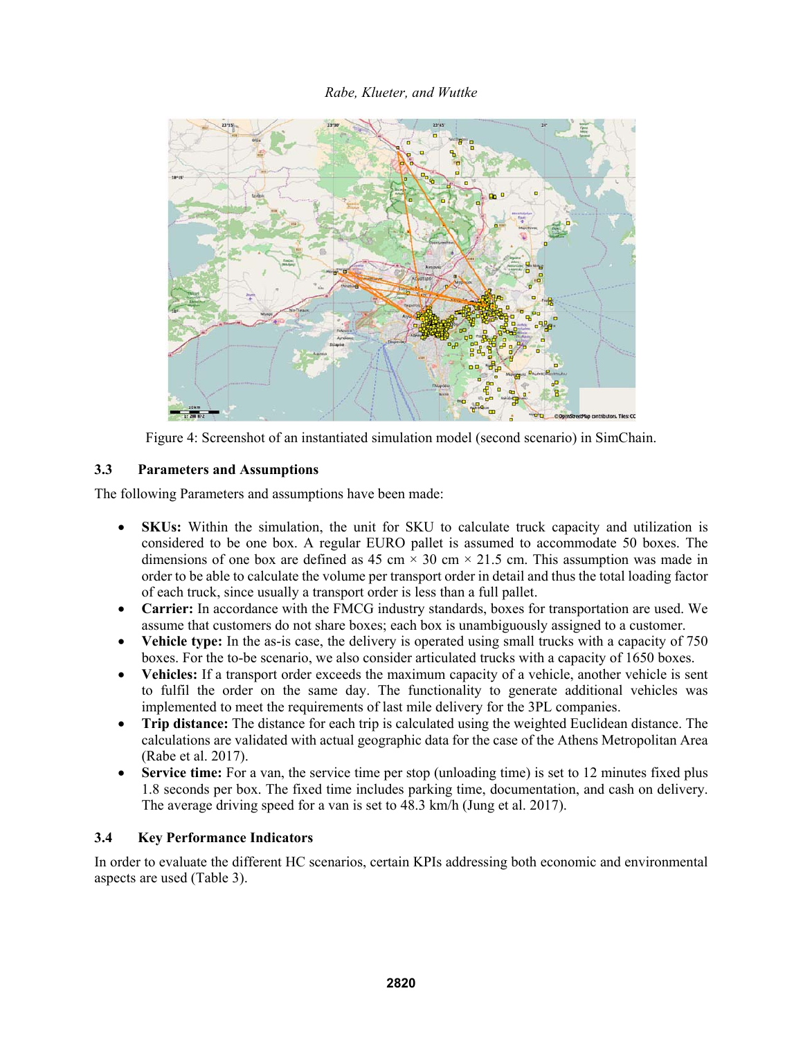Figure 4: Screenshot of an instantiated simulation model (second scenario) in SimChain.

### 3.3 Parameters and Assumptions

The following Parameters and assumptions have been made:

- **SKUs:** Within the simulation, the unit for SKU to calculate truck capacity and utilization is considered to be one box. A regular EURO pallet is assumed to accommodate 50 boxes. The dimensions of one box are defined as 45 cm × 30 cm × 21.5 cm. This assumption was made in order to be able to calculate the volume per transport order in detail and thus the total loading factor of each truck, since usually a transport order is less than a full pallet.
- **Carrier:** In accordance with the FMCG industry standards, boxes for transportation are used. We assume that customers do not share boxes; each box is unambiguously assigned to a customer.
- **Vehicle type:** In the as-is case, the delivery is operated using small trucks with a capacity of 750 boxes. For the to-be scenario, we also consider articulated trucks with a capacity of 1650 boxes.
- **Vehicles:** If a transport order exceeds the maximum capacity of a vehicle, another vehicle is sent to fulfil the order on the same day. The functionality to generate additional vehicles was implemented to meet the requirements of last mile delivery for the 3PL companies.
- **Trip distance:** The distance for each trip is calculated using the weighted Euclidean distance. The calculations are validated with actual geographic data for the case of the Athens Metropolitan Area (Rabe et al. 2017).
- **Service time:** For a van, the service time per stop (unloading time) is set to 12 minutes fixed plus 1.8 seconds per box. The fixed time includes parking time, documentation, and cash on delivery. The average driving speed for a van is set to 48.3 km/h (Jung et al. 2017).

### 3.4 Key Performance Indicators

In order to evaluate the different HC scenarios, certain KPIs addressing both economic and environmental aspects are used (Table 3).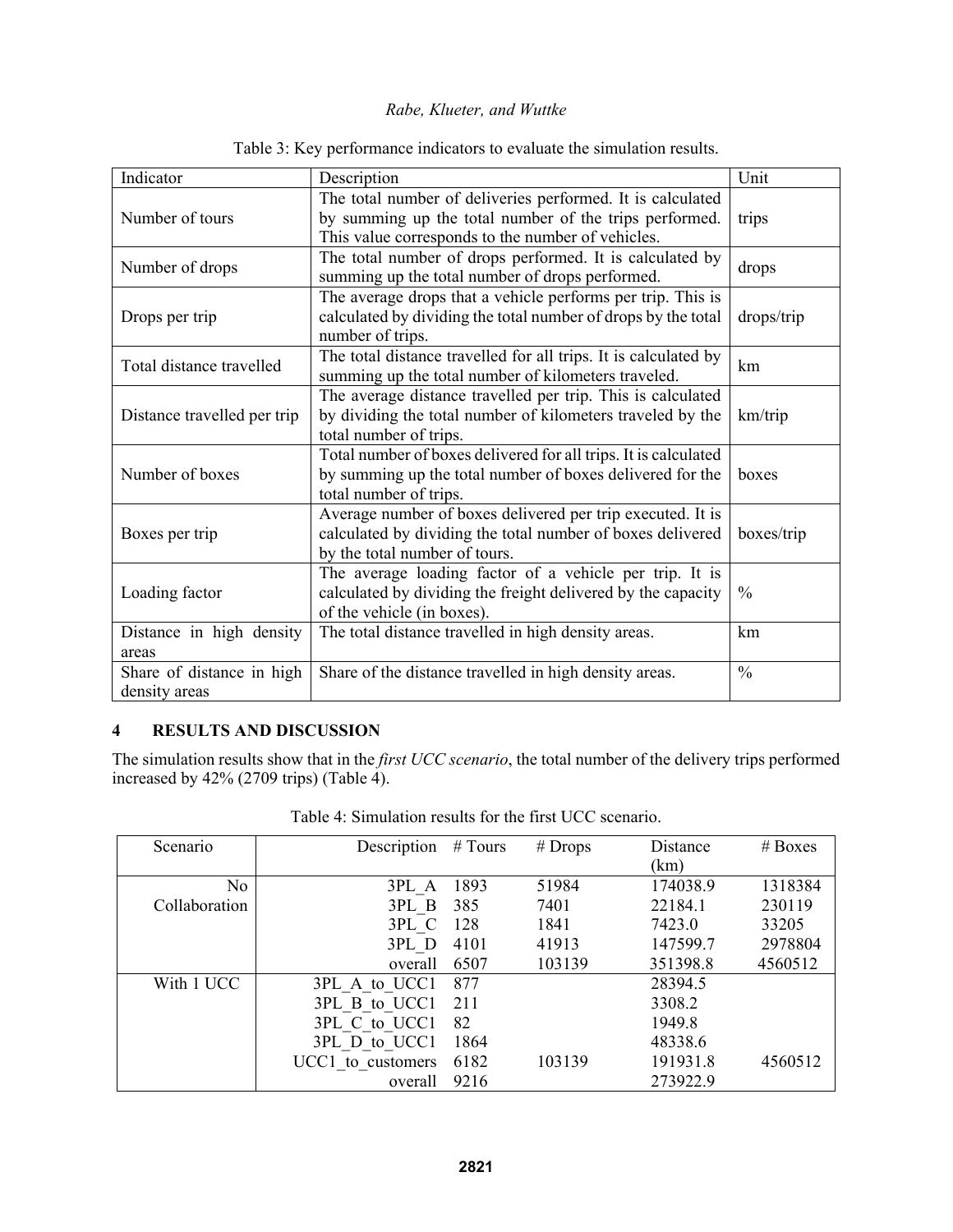Table 3: Key performance indicators to evaluate the simulation results.

| Indicator | Description | Unit |
|---|---|---|
| Number of tours | The total number of deliveries performed. It is calculated by summing up the total number of the trips performed. This value corresponds to the number of vehicles. | trips |
| Number of drops | The total number of drops performed. It is calculated by summing up the total number of drops performed. | drops |
| Drops per trip | The average drops that a vehicle performs per trip. This is calculated by dividing the total number of drops by the total number of trips. | drops/trip |
| Total distance travelled | The total distance travelled for all trips. It is calculated by summing up the total number of kilometers traveled. | km |
| Distance travelled per trip | The average distance travelled per trip. This is calculated by dividing the total number of kilometers traveled by the total number of trips. | km/trip |
| Number of boxes | Total number of boxes delivered for all trips. It is calculated by summing up the total number of boxes delivered for the total number of trips. | boxes |
| Boxes per trip | Average number of boxes delivered per trip executed. It is calculated by dividing the total number of boxes delivered by the total number of tours. | boxes/trip |
| Loading factor | The average loading factor of a vehicle per trip. It is calculated by dividing the freight delivered by the capacity of the vehicle (in boxes). | % |
| Distance in high density areas | The total distance travelled in high density areas. | km |
| Share of distance in high density areas | Share of the distance travelled in high density areas. | % |

## 4 RESULTS AND DISCUSSION

The simulation results show that in the *first UCC scenario*, the total number of the delivery trips performed increased by 42% (2709 trips) (Table 4).

Table 4: Simulation results for the first UCC scenario.

| Scenario | Description | # Tours | # Drops | Distance (km) | # Boxes |
|---|---|---|---|---|---|
| No Collaboration | 3PL_A | 1893 | 51984 | 174038.9 | 1318384 |
| | 3PL_B | 385 | 7401 | 22184.1 | 230119 |
| | 3PL_C | 128 | 1841 | 7423.0 | 33205 |
| | 3PL_D | 4101 | 41913 | 147599.7 | 2978804 |
| | overall | 6507 | 103139 | 351398.8 | 4560512 |
| With 1 UCC | 3PL_A_to_UCC1 | 877 | | 28394.5 | |
| | 3PL_B_to_UCC1 | 211 | | 3308.2 | |
| | 3PL_C_to_UCC1 | 82 | | 1949.8 | |
| | 3PL_D_to_UCC1 | 1864 | | 48338.6 | |
| | UCC1_to_customers | 6182 | 103139 | 191931.8 | 4560512 |
| | overall | 9216 | | 273922.9 | |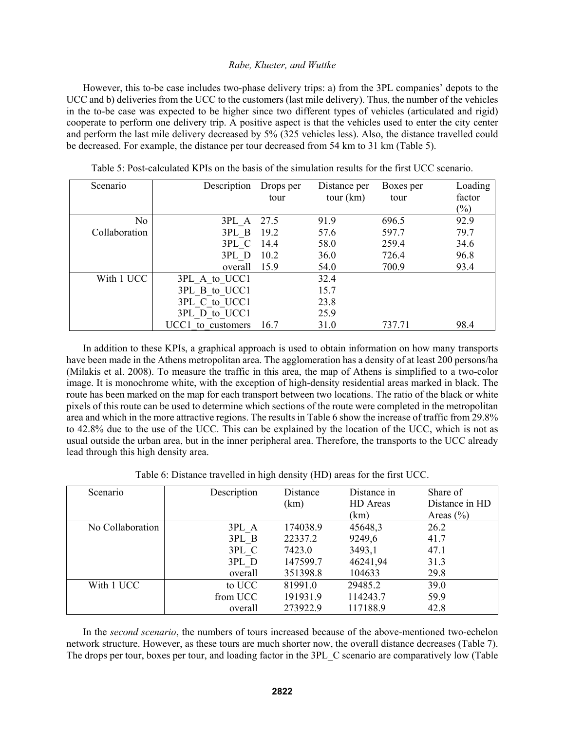However, this to-be case includes two-phase delivery trips: a) from the 3PL companies' depots to the UCC and b) deliveries from the UCC to the customers (last mile delivery). Thus, the number of the vehicles in the to-be case was expected to be higher since two different types of vehicles (articulated and rigid) cooperate to perform one delivery trip. A positive aspect is that the vehicles used to enter the city center and perform the last mile delivery decreased by 5% (325 vehicles less). Also, the distance travelled could be decreased. For example, the distance per tour decreased from 54 km to 31 km (Table 5).

Table 5: Post-calculated KPIs on the basis of the simulation results for the first UCC scenario.

| Scenario | Description | Drops per tour | Distance per tour (km) | Boxes per tour | Loading factor (%) |
|---|---|---|---|---|---|
| No Collaboration | 3PL_A | 27.5 | 91.9 | 696.5 | 92.9 |
| | 3PL_B | 19.2 | 57.6 | 597.7 | 79.7 |
| | 3PL_C | 14.4 | 58.0 | 259.4 | 34.6 |
| | 3PL_D | 10.2 | 36.0 | 726.4 | 96.8 |
| | overall | 15.9 | 54.0 | 700.9 | 93.4 |
| With 1 UCC | 3PL_A_to_UCC1 | | 32.4 | | |
| | 3PL_B_to_UCC1 | | 15.7 | | |
| | 3PL_C_to_UCC1 | | 23.8 | | |
| | 3PL_D_to_UCC1 | | 25.9 | | |
| | UCC1_to_customers | 16.7 | 31.0 | 737.71 | 98.4 |

In addition to these KPIs, a graphical approach is used to obtain information on how many transports have been made in the Athens metropolitan area. The agglomeration has a density of at least 200 persons/ha (Milakis et al. 2008). To measure the traffic in this area, the map of Athens is simplified to a two-color image. It is monochrome white, with the exception of high-density residential areas marked in black. The route has been marked on the map for each transport between two locations. The ratio of the black or white pixels of this route can be used to determine which sections of the route were completed in the metropolitan area and which in the more attractive regions. The results in Table 6 show the increase of traffic from 29.8% to 42.8% due to the use of the UCC. This can be explained by the location of the UCC, which is not as usual outside the urban area, but in the inner peripheral area. Therefore, the transports to the UCC already lead through this high density area.

Table 6: Distance travelled in high density (HD) areas for the first UCC.

| Scenario | Description | Distance (km) | Distance in HD Areas (km) | Share of Distance in HD Areas (%) |
|---|---|---|---|---|
| No Collaboration | 3PL_A | 174038.9 | 45648,3 | 26.2 |
| | 3PL_B | 22337.2 | 9249,6 | 41.7 |
| | 3PL_C | 7423.0 | 3493,1 | 47.1 |
| | 3PL_D | 147599.7 | 46241,94 | 31.3 |
| | overall | 351398.8 | 104633 | 29.8 |
| With 1 UCC | to UCC | 81991.0 | 29485.2 | 39.0 |
| | from UCC | 191931.9 | 114243.7 | 59.9 |
| | overall | 273922.9 | 117188.9 | 42.8 |

In the *second scenario*, the numbers of tours increased because of the above-mentioned two-echelon network structure. However, as these tours are much shorter now, the overall distance decreases (Table 7). The drops per tour, boxes per tour, and loading factor in the 3PL_C scenario are comparatively low (Table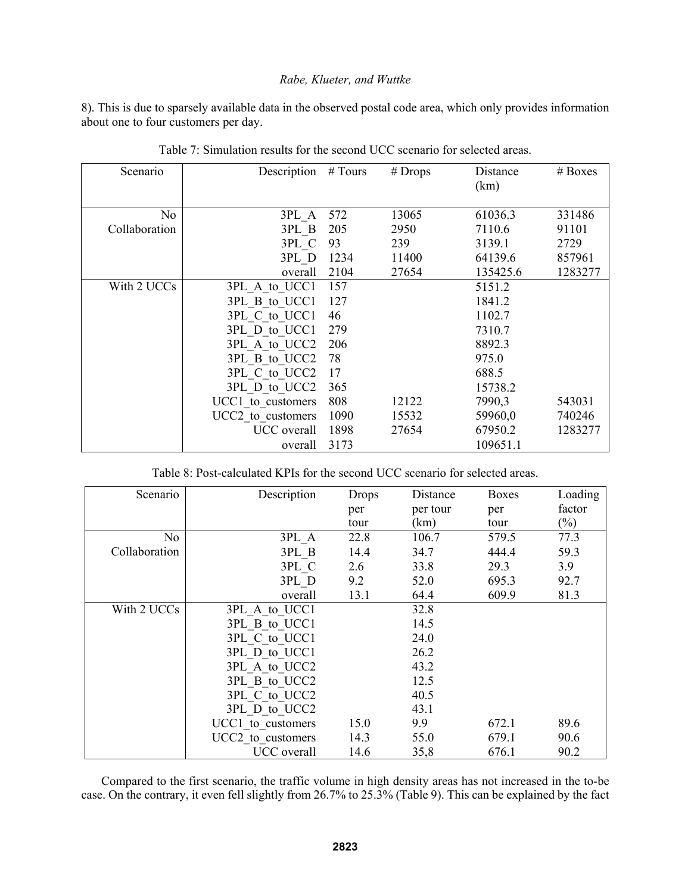8). This is due to sparsely available data in the observed postal code area, which only provides information about one to four customers per day.

Table 7: Simulation results for the second UCC scenario for selected areas.

| Scenario | Description | # Tours | # Drops | Distance (km) | # Boxes |
|---|---|---|---|---|---|
| No Collaboration | 3PL_A | 572 | 13065 | 61036.3 | 331486 |
| | 3PL_B | 205 | 2950 | 7110.6 | 91101 |
| | 3PL_C | 93 | 239 | 3139.1 | 2729 |
| | 3PL_D | 1234 | 11400 | 64139.6 | 857961 |
| | overall | 2104 | 27654 | 135425.6 | 1283277 |
| With 2 UCCs | 3PL_A_to_UCC1 | 157 | | 5151.2 | |
| | 3PL_B_to_UCC1 | 127 | | 1841.2 | |
| | 3PL_C_to_UCC1 | 46 | | 1102.7 | |
| | 3PL_D_to_UCC1 | 279 | | 7310.7 | |
| | 3PL_A_to_UCC2 | 206 | | 8892.3 | |
| | 3PL_B_to_UCC2 | 78 | | 975.0 | |
| | 3PL_C_to_UCC2 | 17 | | 688.5 | |
| | 3PL_D_to_UCC2 | 365 | | 15738.2 | |
| | UCC1_to_customers | 808 | 12122 | 7990,3 | 543031 |
| | UCC2_to_customers | 1090 | 15532 | 59960,0 | 740246 |
| | UCC overall | 1898 | 27654 | 67950.2 | 1283277 |
| | overall | 3173 | | 109651.1 | |

Table 8: Post-calculated KPIs for the second UCC scenario for selected areas.

| Scenario | Description | Drops per tour | Distance per tour (km) | Boxes per tour | Loading factor (%) |
|---|---|---|---|---|---|
| No Collaboration | 3PL_A | 22.8 | 106.7 | 579.5 | 77.3 |
| | 3PL_B | 14.4 | 34.7 | 444.4 | 59.3 |
| | 3PL_C | 2.6 | 33.8 | 29.3 | 3.9 |
| | 3PL_D | 9.2 | 52.0 | 695.3 | 92.7 |
| | overall | 13.1 | 64.4 | 609.9 | 81.3 |
| With 2 UCCs | 3PL_A_to_UCC1 | | 32.8 | | |
| | 3PL_B_to_UCC1 | | 14.5 | | |
| | 3PL_C_to_UCC1 | | 24.0 | | |
| | 3PL_D_to_UCC1 | | 26.2 | | |
| | 3PL_A_to_UCC2 | | 43.2 | | |
| | 3PL_B_to_UCC2 | | 12.5 | | |
| | 3PL_C_to_UCC2 | | 40.5 | | |
| | 3PL_D_to_UCC2 | | 43.1 | | |
| | UCC1_to_customers | 15.0 | 9.9 | 672.1 | 89.6 |
| | UCC2_to_customers | 14.3 | 55.0 | 679.1 | 90.6 |
| | UCC overall | 14.6 | 35,8 | 676.1 | 90.2 |

Compared to the first scenario, the traffic volume in high density areas has not increased in the to-be case. On the contrary, it even fell slightly from 26.7% to 25.3% (Table 9). This can be explained by the fact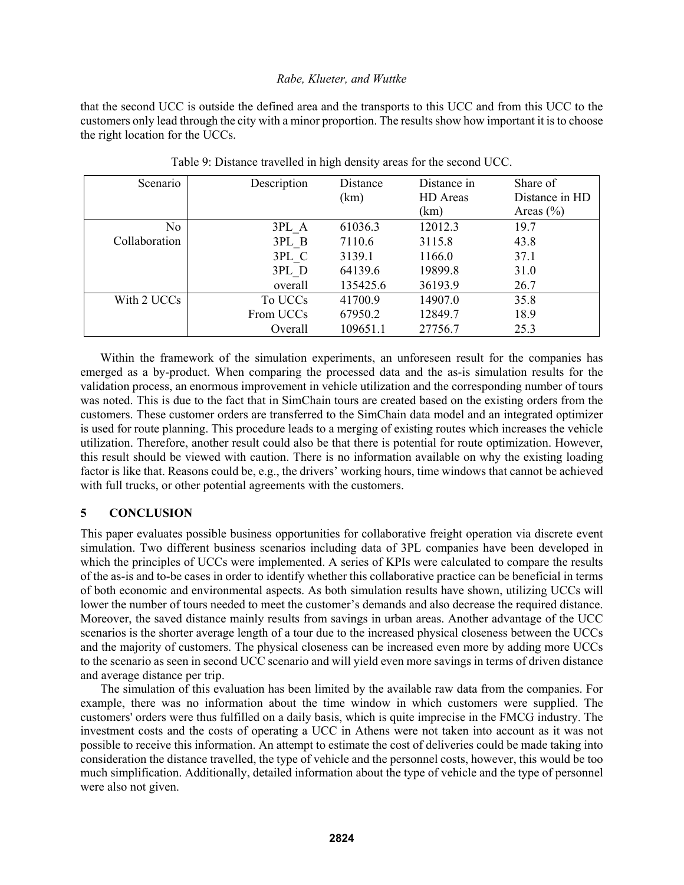that the second UCC is outside the defined area and the transports to this UCC and from this UCC to the customers only lead through the city with a minor proportion. The results show how important it is to choose the right location for the UCCs.

Table 9: Distance travelled in high density areas for the second UCC.

| Scenario | Description | Distance (km) | Distance in HD Areas (km) | Share of Distance in HD Areas (%) |
|---|---|---|---|---|
| No Collaboration | 3PL_A | 61036.3 | 12012.3 | 19.7 |
| | 3PL_B | 7110.6 | 3115.8 | 43.8 |
| | 3PL_C | 3139.1 | 1166.0 | 37.1 |
| | 3PL_D | 64139.6 | 19899.8 | 31.0 |
| | overall | 135425.6 | 36193.9 | 26.7 |
| With 2 UCCs | To UCCs | 41700.9 | 14907.0 | 35.8 |
| | From UCCs | 67950.2 | 12849.7 | 18.9 |
| | Overall | 109651.1 | 27756.7 | 25.3 |

Within the framework of the simulation experiments, an unforeseen result for the companies has emerged as a by-product. When comparing the processed data and the as-is simulation results for the validation process, an enormous improvement in vehicle utilization and the corresponding number of tours was noted. This is due to the fact that in SimChain tours are created based on the existing orders from the customers. These customer orders are transferred to the SimChain data model and an integrated optimizer is used for route planning. This procedure leads to a merging of existing routes which increases the vehicle utilization. Therefore, another result could also be that there is potential for route optimization. However, this result should be viewed with caution. There is no information available on why the existing loading factor is like that. Reasons could be, e.g., the drivers' working hours, time windows that cannot be achieved with full trucks, or other potential agreements with the customers.

## 5 CONCLUSION

This paper evaluates possible business opportunities for collaborative freight operation via discrete event simulation. Two different business scenarios including data of 3PL companies have been developed in which the principles of UCCs were implemented. A series of KPIs were calculated to compare the results of the as-is and to-be cases in order to identify whether this collaborative practice can be beneficial in terms of both economic and environmental aspects. As both simulation results have shown, utilizing UCCs will lower the number of tours needed to meet the customer's demands and also decrease the required distance. Moreover, the saved distance mainly results from savings in urban areas. Another advantage of the UCC scenarios is the shorter average length of a tour due to the increased physical closeness between the UCCs and the majority of customers. The physical closeness can be increased even more by adding more UCCs to the scenario as seen in second UCC scenario and will yield even more savings in terms of driven distance and average distance per trip.

The simulation of this evaluation has been limited by the available raw data from the companies. For example, there was no information about the time window in which customers were supplied. The customers' orders were thus fulfilled on a daily basis, which is quite imprecise in the FMCG industry. The investment costs and the costs of operating a UCC in Athens were not taken into account as it was not possible to receive this information. An attempt to estimate the cost of deliveries could be made taking into consideration the distance travelled, the type of vehicle and the personnel costs, however, this would be too much simplification. Additionally, detailed information about the type of vehicle and the type of personnel were also not given.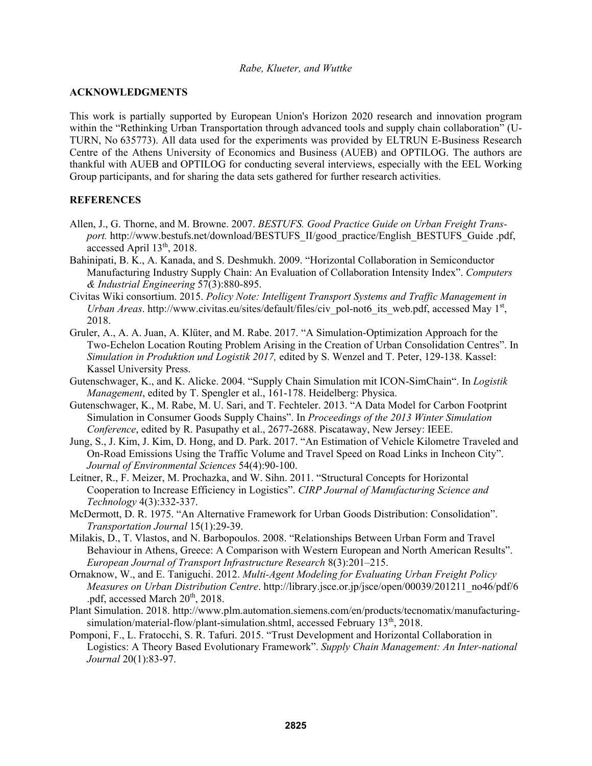## ACKNOWLEDGMENTS

This work is partially supported by European Union's Horizon 2020 research and innovation program within the "Rethinking Urban Transportation through advanced tools and supply chain collaboration" (U-TURN, No 635773). All data used for the experiments was provided by ELTRUN E-Business Research Centre of the Athens University of Economics and Business (AUEB) and OPTILOG. The authors are thankful with AUEB and OPTILOG for conducting several interviews, especially with the EEL Working Group participants, and for sharing the data sets gathered for further research activities.

## REFERENCES

Allen, J., G. Thorne, and M. Browne. 2007. *BESTUFS. Good Practice Guide on Urban Freight Transport.* http://www.bestufs.net/download/BESTUFS_II/good_practice/English_BESTUFS_Guide .pdf, accessed April 13th, 2018.

Bahinipati, B. K., A. Kanada, and S. Deshmukh. 2009. "Horizontal Collaboration in Semiconductor Manufacturing Industry Supply Chain: An Evaluation of Collaboration Intensity Index". *Computers & Industrial Engineering* 57(3):880-895.

Civitas Wiki consortium. 2015. *Policy Note: Intelligent Transport Systems and Traffic Management in Urban Areas*. http://www.civitas.eu/sites/default/files/civ_pol-not6_its_web.pdf, accessed May 1st, 2018.

Gruler, A., A. A. Juan, A. Klüter, and M. Rabe. 2017. "A Simulation-Optimization Approach for the Two-Echelon Location Routing Problem Arising in the Creation of Urban Consolidation Centres". In *Simulation in Produktion und Logistik 2017,* edited by S. Wenzel and T. Peter, 129-138. Kassel: Kassel University Press.

Gutenschwager, K., and K. Alicke. 2004. "Supply Chain Simulation mit ICON-SimChain". In *Logistik Management*, edited by T. Spengler et al., 161-178. Heidelberg: Physica.

Gutenschwager, K., M. Rabe, M. U. Sari, and T. Fechteler. 2013. "A Data Model for Carbon Footprint Simulation in Consumer Goods Supply Chains". In *Proceedings of the 2013 Winter Simulation Conference*, edited by R. Pasupathy et al., 2677-2688. Piscataway, New Jersey: IEEE.

Jung, S., J. Kim, J. Kim, D. Hong, and D. Park. 2017. "An Estimation of Vehicle Kilometre Traveled and On-Road Emissions Using the Traffic Volume and Travel Speed on Road Links in Incheon City". *Journal of Environmental Sciences* 54(4):90-100.

Leitner, R., F. Meizer, M. Prochazka, and W. Sihn. 2011. "Structural Concepts for Horizontal Cooperation to Increase Efficiency in Logistics". *CIRP Journal of Manufacturing Science and Technology* 4(3):332-337.

McDermott, D. R. 1975. "An Alternative Framework for Urban Goods Distribution: Consolidation". *Transportation Journal* 15(1):29-39.

Milakis, D., T. Vlastos, and N. Barbopoulos. 2008. "Relationships Between Urban Form and Travel Behaviour in Athens, Greece: A Comparison with Western European and North American Results". *European Journal of Transport Infrastructure Research* 8(3):201–215.

Ornaknow, W., and E. Taniguchi. 2012. *Multi-Agent Modeling for Evaluating Urban Freight Policy Measures on Urban Distribution Centre*. http://library.jsce.or.jp/jsce/open/00039/201211_no46/pdf/6 .pdf, accessed March 20th, 2018.

Plant Simulation. 2018. http://www.plm.automation.siemens.com/en/products/tecnomatix/manufacturing-simulation/material-flow/plant-simulation.shtml, accessed February 13th, 2018.

Pomponi, F., L. Fratocchi, S. R. Tafuri. 2015. "Trust Development and Horizontal Collaboration in Logistics: A Theory Based Evolutionary Framework". *Supply Chain Management: An Inter-national Journal* 20(1):83-97.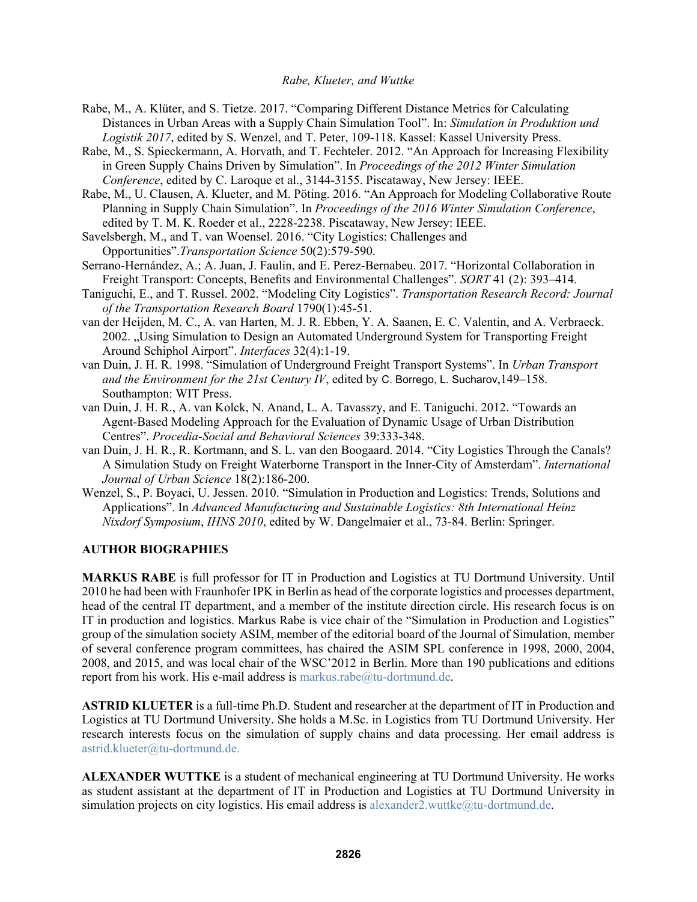Rabe, M., A. Klüter, and S. Tietze. 2017. "Comparing Different Distance Metrics for Calculating Distances in Urban Areas with a Supply Chain Simulation Tool". In: *Simulation in Produktion und Logistik 2017*, edited by S. Wenzel, and T. Peter, 109-118. Kassel: Kassel University Press.

Rabe, M., S. Spieckermann, A. Horvath, and T. Fechteler. 2012. "An Approach for Increasing Flexibility in Green Supply Chains Driven by Simulation". In *Proceedings of the 2012 Winter Simulation Conference*, edited by C. Laroque et al., 3144-3155. Piscataway, New Jersey: IEEE.

Rabe, M., U. Clausen, A. Klueter, and M. Pöting. 2016. "An Approach for Modeling Collaborative Route Planning in Supply Chain Simulation". In *Proceedings of the 2016 Winter Simulation Conference*, edited by T. M. K. Roeder et al., 2228-2238. Piscataway, New Jersey: IEEE.

Savelsbergh, M., and T. van Woensel. 2016. "City Logistics: Challenges and Opportunities".*Transportation Science* 50(2):579-590.

Serrano-Hernández, A.; A. Juan, J. Faulin, and E. Perez-Bernabeu. 2017. "Horizontal Collaboration in Freight Transport: Concepts, Benefits and Environmental Challenges". *SORT* 41 (2): 393–414.

Taniguchi, E., and T. Russel. 2002. "Modeling City Logistics". *Transportation Research Record: Journal of the Transportation Research Board* 1790(1):45-51.

van der Heijden, M. C., A. van Harten, M. J. R. Ebben, Y. A. Saanen, E. C. Valentin, and A. Verbraeck. 2002. „Using Simulation to Design an Automated Underground System for Transporting Freight Around Schiphol Airport". *Interfaces* 32(4):1-19.

van Duin, J. H. R. 1998. "Simulation of Underground Freight Transport Systems". In *Urban Transport and the Environment for the 21st Century IV*, edited by C. Borrego, L. Sucharov,149–158. Southampton: WIT Press.

van Duin, J. H. R., A. van Kolck, N. Anand, L. A. Tavasszy, and E. Taniguchi. 2012. "Towards an Agent-Based Modeling Approach for the Evaluation of Dynamic Usage of Urban Distribution Centres". *Procedia-Social and Behavioral Sciences* 39:333-348.

van Duin, J. H. R., R. Kortmann, and S. L. van den Boogaard. 2014. "City Logistics Through the Canals? A Simulation Study on Freight Waterborne Transport in the Inner-City of Amsterdam". *International Journal of Urban Science* 18(2):186-200.

Wenzel, S., P. Boyaci, U. Jessen. 2010. "Simulation in Production and Logistics: Trends, Solutions and Applications". In *Advanced Manufacturing and Sustainable Logistics: 8th International Heinz Nixdorf Symposium*, *IHNS 2010*, edited by W. Dangelmaier et al., 73-84. Berlin: Springer.

## AUTHOR BIOGRAPHIES

**MARKUS RABE** is full professor for IT in Production and Logistics at TU Dortmund University. Until 2010 he had been with Fraunhofer IPK in Berlin as head of the corporate logistics and processes department, head of the central IT department, and a member of the institute direction circle. His research focus is on IT in production and logistics. Markus Rabe is vice chair of the "Simulation in Production and Logistics" group of the simulation society ASIM, member of the editorial board of the Journal of Simulation, member of several conference program committees, has chaired the ASIM SPL conference in 1998, 2000, 2004, 2008, and 2015, and was local chair of the WSC'2012 in Berlin. More than 190 publications and editions report from his work. His e-mail address is markus.rabe@tu-dortmund.de.

**ASTRID KLUETER** is a full-time Ph.D. Student and researcher at the department of IT in Production and Logistics at TU Dortmund University. She holds a M.Sc. in Logistics from TU Dortmund University. Her research interests focus on the simulation of supply chains and data processing. Her email address is astrid.klueter@tu-dortmund.de.

**ALEXANDER WUTTKE** is a student of mechanical engineering at TU Dortmund University. He works as student assistant at the department of IT in Production and Logistics at TU Dortmund University in simulation projects on city logistics. His email address is alexander2.wuttke@tu-dortmund.de.